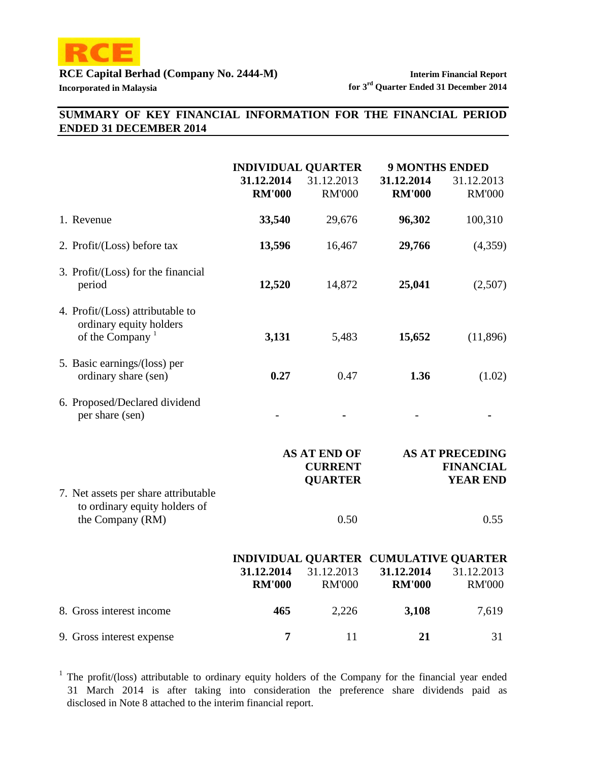RCE

**RCE Capital Berhad (Company No. 2444-M)**
**Incorporated in Malaysia**

**Interim Financial Report**
**for 3rd Quarter Ended 31 December 2014**

## SUMMARY OF KEY FINANCIAL INFORMATION FOR THE FINANCIAL PERIOD ENDED 31 DECEMBER 2014

| | INDIVIDUAL QUARTER | | 9 MONTHS ENDED | |
|---|---|---|---|---|
| | **31.12.2014 RM'000** | 31.12.2013 RM'000 | **31.12.2014 RM'000** | 31.12.2013 RM'000 |
| 1. Revenue | **33,540** | 29,676 | **96,302** | 100,310 |
| 2. Profit/(Loss) before tax | **13,596** | 16,467 | **29,766** | (4,359) |
| 3. Profit/(Loss) for the financial period | **12,520** | 14,872 | **25,041** | (2,507) |
| 4. Profit/(Loss) attributable to ordinary equity holders of the Company [1] | **3,131** | 5,483 | **15,652** | (11,896) |
| 5. Basic earnings/(loss) per ordinary share (sen) | **0.27** | 0.47 | **1.36** | (1.02) |
| 6. Proposed/Declared dividend per share (sen) | - | - | - | - |

| | AS AT END OF CURRENT QUARTER | AS AT PRECEDING FINANCIAL YEAR END |
|---|---|---|
| 7. Net assets per share attributable to ordinary equity holders of the Company (RM) | 0.50 | 0.55 |

| | INDIVIDUAL QUARTER | | CUMULATIVE QUARTER | |
|---|---|---|---|---|
| | **31.12.2014 RM'000** | 31.12.2013 RM'000 | **31.12.2014 RM'000** | 31.12.2013 RM'000 |
| 8. Gross interest income | **465** | 2,226 | **3,108** | 7,619 |
| 9. Gross interest expense | **7** | 11 | **21** | 31 |

[1] The profit/(loss) attributable to ordinary equity holders of the Company for the financial year ended 31 March 2014 is after taking into consideration the preference share dividends paid as disclosed in Note 8 attached to the interim financial report.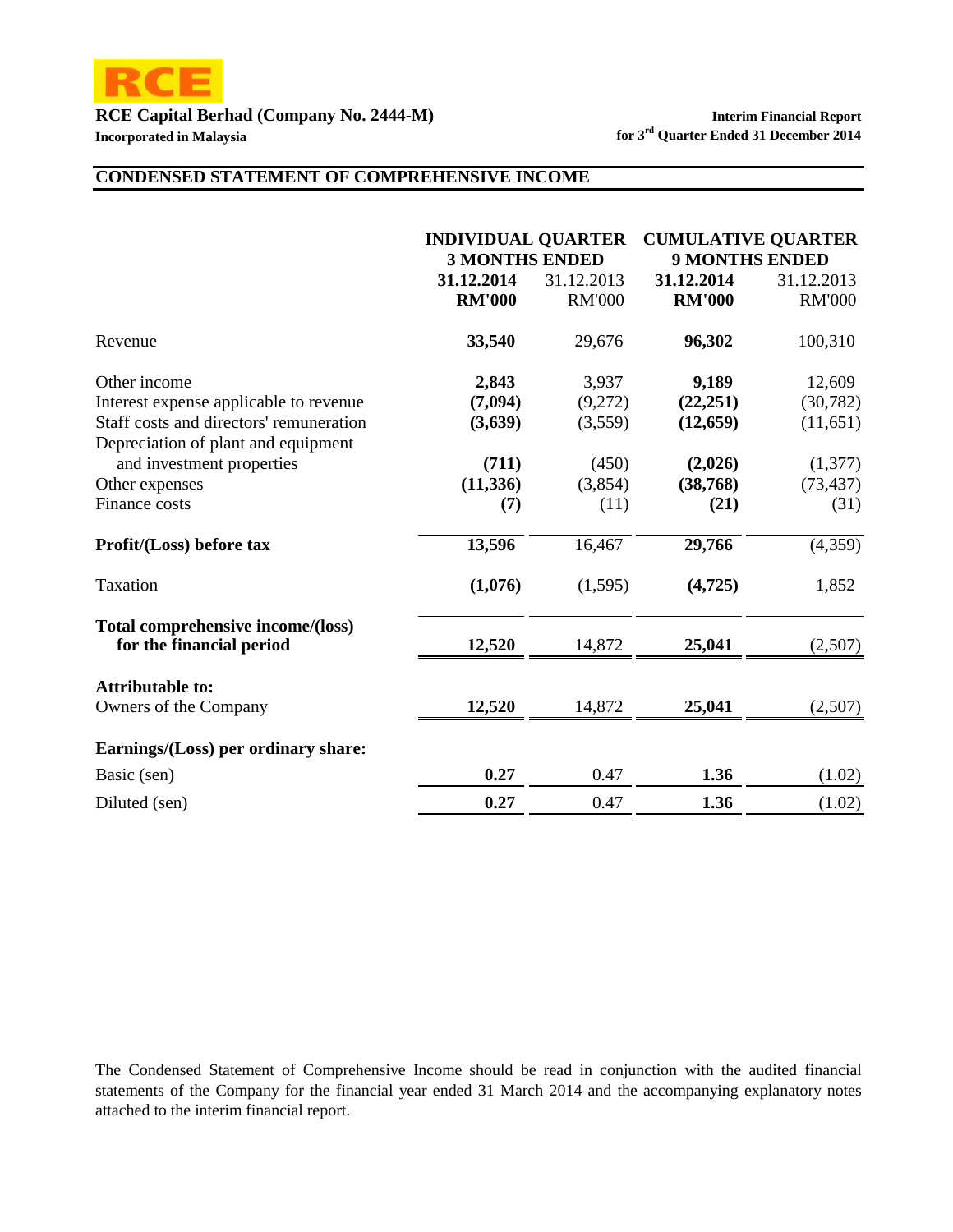RCE Capital Berhad (Company No. 2444-M)
Incorporated in Malaysia

Interim Financial Report
for 3rd Quarter Ended 31 December 2014

## CONDENSED STATEMENT OF COMPREHENSIVE INCOME

| | INDIVIDUAL QUARTER 3 MONTHS ENDED | | CUMULATIVE QUARTER 9 MONTHS ENDED | |
|---|---|---|---|---|
| | **31.12.2014** | 31.12.2013 | **31.12.2014** | 31.12.2013 |
| | **RM'000** | RM'000 | **RM'000** | RM'000 |
| Revenue | **33,540** | 29,676 | **96,302** | 100,310 |
| Other income | **2,843** | 3,937 | **9,189** | 12,609 |
| Interest expense applicable to revenue | **(7,094)** | (9,272) | **(22,251)** | (30,782) |
| Staff costs and directors' remuneration | **(3,639)** | (3,559) | **(12,659)** | (11,651) |
| Depreciation of plant and equipment and investment properties | **(711)** | (450) | **(2,026)** | (1,377) |
| Other expenses | **(11,336)** | (3,854) | **(38,768)** | (73,437) |
| Finance costs | **(7)** | (11) | **(21)** | (31) |
| **Profit/(Loss) before tax** | **13,596** | 16,467 | **29,766** | (4,359) |
| Taxation | **(1,076)** | (1,595) | **(4,725)** | 1,852 |
| **Total comprehensive income/(loss) for the financial period** | **12,520** | 14,872 | **25,041** | (2,507) |
| **Attributable to:** | | | | |
| Owners of the Company | **12,520** | 14,872 | **25,041** | (2,507) |
| **Earnings/(Loss) per ordinary share:** | | | | |
| Basic (sen) | **0.27** | 0.47 | **1.36** | (1.02) |
| Diluted (sen) | **0.27** | 0.47 | **1.36** | (1.02) |

The Condensed Statement of Comprehensive Income should be read in conjunction with the audited financial statements of the Company for the financial year ended 31 March 2014 and the accompanying explanatory notes attached to the interim financial report.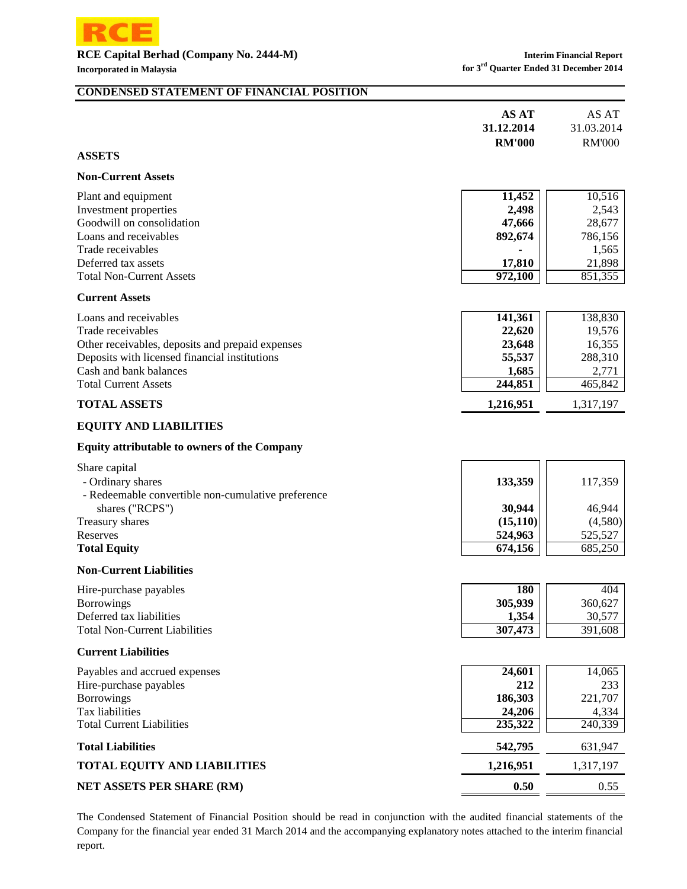RCE

**RCE Capital Berhad (Company No. 2444-M)**
**Incorporated in Malaysia**

**Interim Financial Report**
**for 3rd Quarter Ended 31 December 2014**

## CONDENSED STATEMENT OF FINANCIAL POSITION

| | AS AT 31.12.2014 RM'000 | AS AT 31.03.2014 RM'000 |
|---|---|---|
| **ASSETS** | | |
| **Non-Current Assets** | | |
| Plant and equipment | **11,452** | 10,516 |
| Investment properties | **2,498** | 2,543 |
| Goodwill on consolidation | **47,666** | 28,677 |
| Loans and receivables | **892,674** | 786,156 |
| Trade receivables | **-** | 1,565 |
| Deferred tax assets | **17,810** | 21,898 |
| Total Non-Current Assets | **972,100** | 851,355 |
| **Current Assets** | | |
| Loans and receivables | **141,361** | 138,830 |
| Trade receivables | **22,620** | 19,576 |
| Other receivables, deposits and prepaid expenses | **23,648** | 16,355 |
| Deposits with licensed financial institutions | **55,537** | 288,310 |
| Cash and bank balances | **1,685** | 2,771 |
| Total Current Assets | **244,851** | 465,842 |
| **TOTAL ASSETS** | **1,216,951** | 1,317,197 |
| **EQUITY AND LIABILITIES** | | |
| **Equity attributable to owners of the Company** | | |
| Share capital | | |
| - Ordinary shares | **133,359** | 117,359 |
| - Redeemable convertible non-cumulative preference shares ("RCPS") | **30,944** | 46,944 |
| Treasury shares | **(15,110)** | (4,580) |
| Reserves | **524,963** | 525,527 |
| **Total Equity** | **674,156** | 685,250 |
| **Non-Current Liabilities** | | |
| Hire-purchase payables | **180** | 404 |
| Borrowings | **305,939** | 360,627 |
| Deferred tax liabilities | **1,354** | 30,577 |
| Total Non-Current Liabilities | **307,473** | 391,608 |
| **Current Liabilities** | | |
| Payables and accrued expenses | **24,601** | 14,065 |
| Hire-purchase payables | **212** | 233 |
| Borrowings | **186,303** | 221,707 |
| Tax liabilities | **24,206** | 4,334 |
| Total Current Liabilities | **235,322** | 240,339 |
| **Total Liabilities** | **542,795** | 631,947 |
| **TOTAL EQUITY AND LIABILITIES** | **1,216,951** | 1,317,197 |
| **NET ASSETS PER SHARE (RM)** | **0.50** | 0.55 |

The Condensed Statement of Financial Position should be read in conjunction with the audited financial statements of the Company for the financial year ended 31 March 2014 and the accompanying explanatory notes attached to the interim financial report.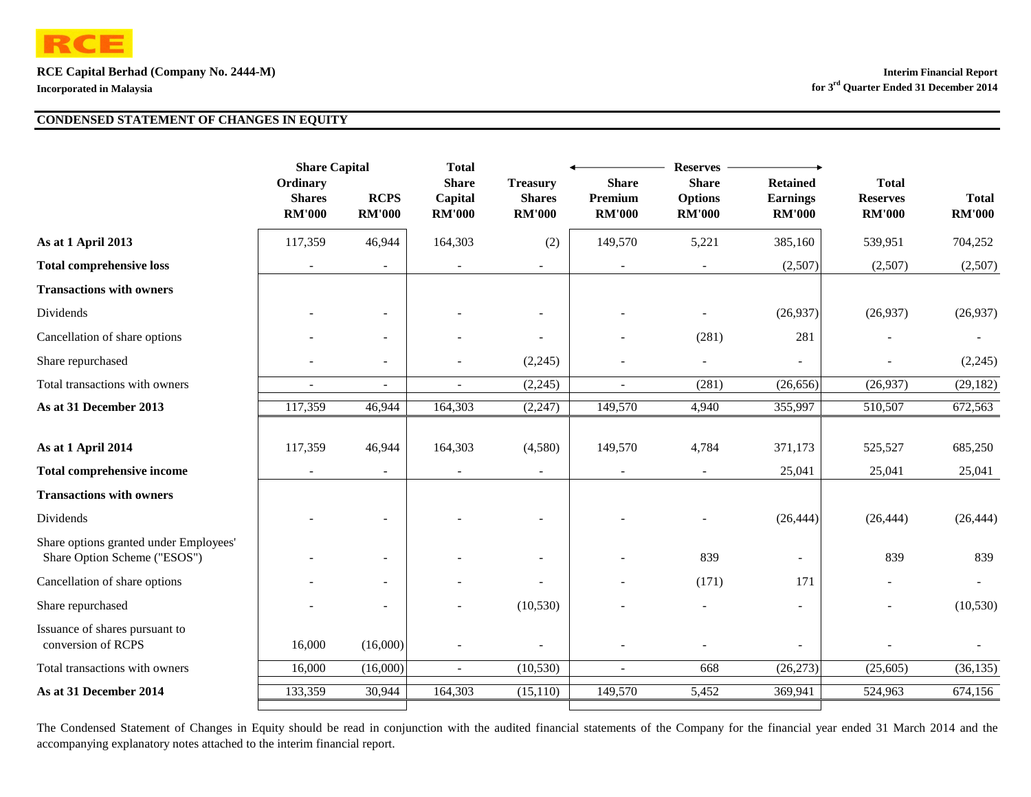RCE Capital Berhad (Company No. 2444-M)
Incorporated in Malaysia

Interim Financial Report
for 3rd Quarter Ended 31 December 2014

## CONDENSED STATEMENT OF CHANGES IN EQUITY

| | Share Capital | | Total | | Reserves | | | | |
|---|---|---|---|---|---|---|---|---|---|
| | Ordinary Shares RM'000 | RCPS RM'000 | Share Capital RM'000 | Treasury Shares RM'000 | Share Premium RM'000 | Share Options RM'000 | Retained Earnings RM'000 | Total Reserves RM'000 | Total RM'000 |
| **As at 1 April 2013** | 117,359 | 46,944 | 164,303 | (2) | 149,570 | 5,221 | 385,160 | 539,951 | 704,252 |
| **Total comprehensive loss** | - | - | - | - | - | - | (2,507) | (2,507) | (2,507) |
| **Transactions with owners** | | | | | | | | | |
| Dividends | - | - | - | - | - | - | (26,937) | (26,937) | (26,937) |
| Cancellation of share options | - | - | - | - | - | (281) | 281 | - | - |
| Share repurchased | - | - | - | (2,245) | - | - | - | - | (2,245) |
| Total transactions with owners | - | - | - | (2,245) | - | (281) | (26,656) | (26,937) | (29,182) |
| **As at 31 December 2013** | 117,359 | 46,944 | 164,303 | (2,247) | 149,570 | 4,940 | 355,997 | 510,507 | 672,563 |
| | | | | | | | | | |
| **As at 1 April 2014** | 117,359 | 46,944 | 164,303 | (4,580) | 149,570 | 4,784 | 371,173 | 525,527 | 685,250 |
| **Total comprehensive income** | - | - | - | - | - | - | 25,041 | 25,041 | 25,041 |
| **Transactions with owners** | | | | | | | | | |
| Dividends | - | - | - | - | - | - | (26,444) | (26,444) | (26,444) |
| Share options granted under Employees' Share Option Scheme ("ESOS") | - | - | - | - | - | 839 | - | 839 | 839 |
| Cancellation of share options | - | - | - | - | - | (171) | 171 | - | - |
| Share repurchased | - | - | - | (10,530) | - | - | - | - | (10,530) |
| Issuance of shares pursuant to conversion of RCPS | 16,000 | (16,000) | - | - | - | - | - | - | - |
| Total transactions with owners | 16,000 | (16,000) | - | (10,530) | - | 668 | (26,273) | (25,605) | (36,135) |
| **As at 31 December 2014** | 133,359 | 30,944 | 164,303 | (15,110) | 149,570 | 5,452 | 369,941 | 524,963 | 674,156 |

The Condensed Statement of Changes in Equity should be read in conjunction with the audited financial statements of the Company for the financial year ended 31 March 2014 and the accompanying explanatory notes attached to the interim financial report.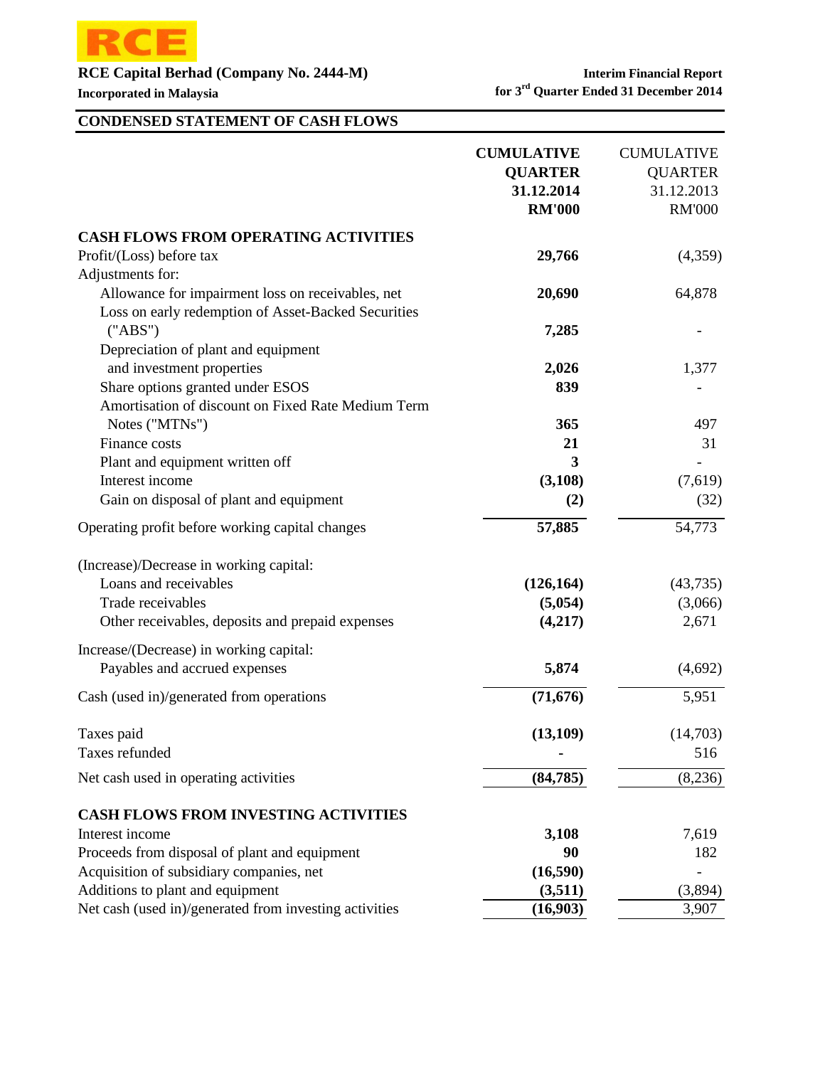RCE

**RCE Capital Berhad (Company No. 2444-M)**

**Incorporated in Malaysia**

**Interim Financial Report for 3rd Quarter Ended 31 December 2014**

## CONDENSED STATEMENT OF CASH FLOWS

| | **CUMULATIVE QUARTER 31.12.2014 RM'000** | CUMULATIVE QUARTER 31.12.2013 RM'000 |
|---|---|---|
| **CASH FLOWS FROM OPERATING ACTIVITIES** | | |
| Profit/(Loss) before tax | **29,766** | (4,359) |
| Adjustments for: | | |
| Allowance for impairment loss on receivables, net | **20,690** | 64,878 |
| Loss on early redemption of Asset-Backed Securities ("ABS") | **7,285** | - |
| Depreciation of plant and equipment and investment properties | **2,026** | 1,377 |
| Share options granted under ESOS | **839** | - |
| Amortisation of discount on Fixed Rate Medium Term Notes ("MTNs") | **365** | 497 |
| Finance costs | **21** | 31 |
| Plant and equipment written off | **3** | - |
| Interest income | **(3,108)** | (7,619) |
| Gain on disposal of plant and equipment | **(2)** | (32) |
| Operating profit before working capital changes | **57,885** | 54,773 |
| (Increase)/Decrease in working capital: | | |
| Loans and receivables | **(126,164)** | (43,735) |
| Trade receivables | **(5,054)** | (3,066) |
| Other receivables, deposits and prepaid expenses | **(4,217)** | 2,671 |
| Increase/(Decrease) in working capital: | | |
| Payables and accrued expenses | **5,874** | (4,692) |
| Cash (used in)/generated from operations | **(71,676)** | 5,951 |
| Taxes paid | **(13,109)** | (14,703) |
| Taxes refunded | **-** | 516 |
| Net cash used in operating activities | **(84,785)** | (8,236) |
| **CASH FLOWS FROM INVESTING ACTIVITIES** | | |
| Interest income | **3,108** | 7,619 |
| Proceeds from disposal of plant and equipment | **90** | 182 |
| Acquisition of subsidiary companies, net | **(16,590)** | - |
| Additions to plant and equipment | **(3,511)** | (3,894) |
| Net cash (used in)/generated from investing activities | **(16,903)** | 3,907 |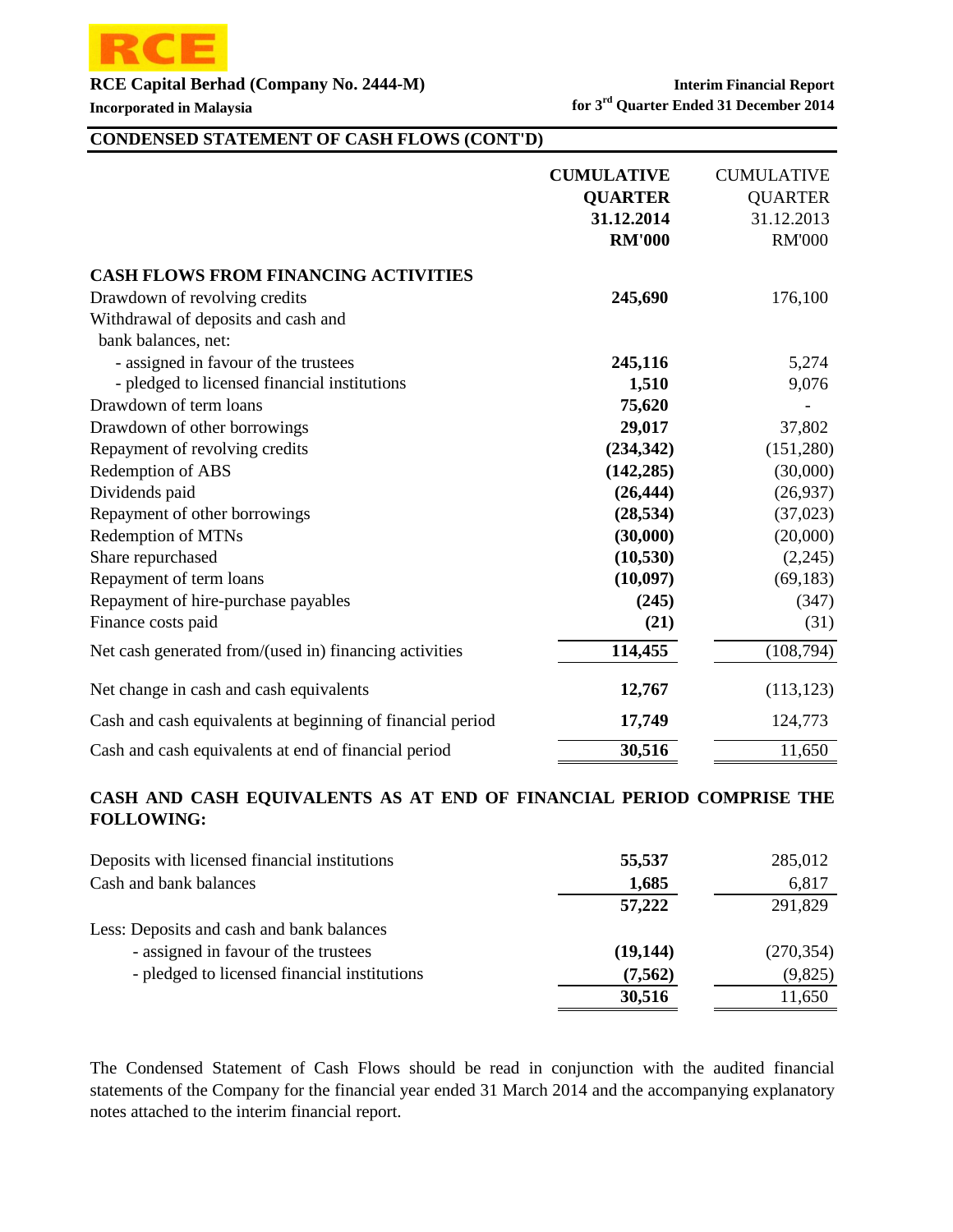RCE

**RCE Capital Berhad (Company No. 2444-M)**

**Incorporated in Malaysia**

**Interim Financial Report**
**for 3rd Quarter Ended 31 December 2014**

## CONDENSED STATEMENT OF CASH FLOWS (CONT'D)

| | CUMULATIVE QUARTER 31.12.2014 RM'000 | CUMULATIVE QUARTER 31.12.2013 RM'000 |
|---|---|---|
| **CASH FLOWS FROM FINANCING ACTIVITIES** | | |
| Drawdown of revolving credits | **245,690** | 176,100 |
| Withdrawal of deposits and cash and bank balances, net: | | |
| - assigned in favour of the trustees | **245,116** | 5,274 |
| - pledged to licensed financial institutions | **1,510** | 9,076 |
| Drawdown of term loans | **75,620** | - |
| Drawdown of other borrowings | **29,017** | 37,802 |
| Repayment of revolving credits | **(234,342)** | (151,280) |
| Redemption of ABS | **(142,285)** | (30,000) |
| Dividends paid | **(26,444)** | (26,937) |
| Repayment of other borrowings | **(28,534)** | (37,023) |
| Redemption of MTNs | **(30,000)** | (20,000) |
| Share repurchased | **(10,530)** | (2,245) |
| Repayment of term loans | **(10,097)** | (69,183) |
| Repayment of hire-purchase payables | **(245)** | (347) |
| Finance costs paid | **(21)** | (31) |
| Net cash generated from/(used in) financing activities | **114,455** | (108,794) |
| Net change in cash and cash equivalents | **12,767** | (113,123) |
| Cash and cash equivalents at beginning of financial period | **17,749** | 124,773 |
| Cash and cash equivalents at end of financial period | **30,516** | 11,650 |

## CASH AND CASH EQUIVALENTS AS AT END OF FINANCIAL PERIOD COMPRISE THE FOLLOWING:

| | 31.12.2014 RM'000 | 31.12.2013 RM'000 |
|---|---|---|
| Deposits with licensed financial institutions | **55,537** | 285,012 |
| Cash and bank balances | **1,685** | 6,817 |
| | **57,222** | 291,829 |
| Less: Deposits and cash and bank balances | | |
| - assigned in favour of the trustees | **(19,144)** | (270,354) |
| - pledged to licensed financial institutions | **(7,562)** | (9,825) |
| | **30,516** | 11,650 |

The Condensed Statement of Cash Flows should be read in conjunction with the audited financial statements of the Company for the financial year ended 31 March 2014 and the accompanying explanatory notes attached to the interim financial report.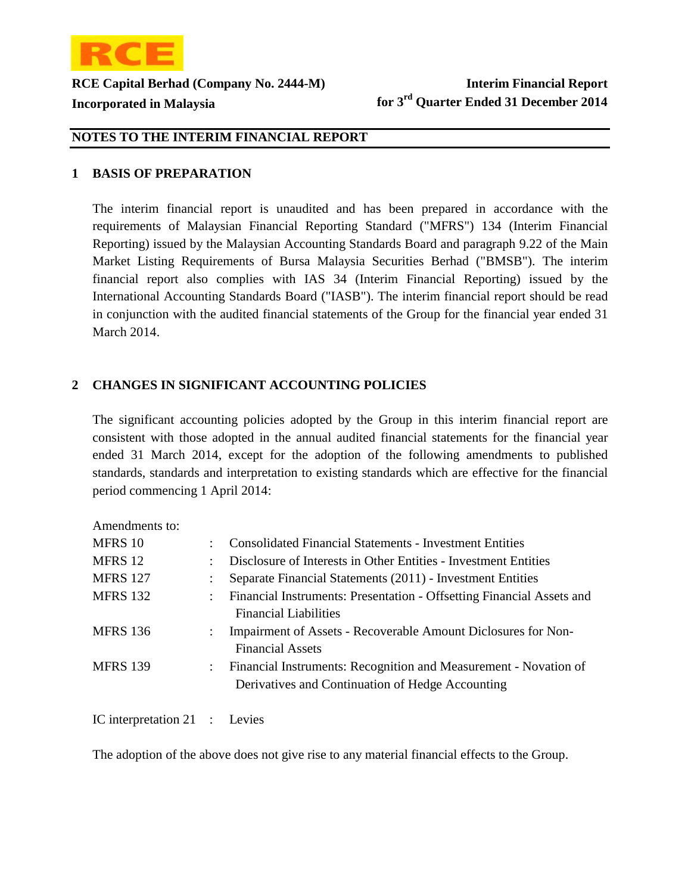**RCE Capital Berhad (Company No. 2444-M)**
**Incorporated in Malaysia**

**Interim Financial Report for 3rd Quarter Ended 31 December 2014**

## NOTES TO THE INTERIM FINANCIAL REPORT

### 1 BASIS OF PREPARATION

The interim financial report is unaudited and has been prepared in accordance with the requirements of Malaysian Financial Reporting Standard ("MFRS") 134 (Interim Financial Reporting) issued by the Malaysian Accounting Standards Board and paragraph 9.22 of the Main Market Listing Requirements of Bursa Malaysia Securities Berhad ("BMSB"). The interim financial report also complies with IAS 34 (Interim Financial Reporting) issued by the International Accounting Standards Board ("IASB"). The interim financial report should be read in conjunction with the audited financial statements of the Group for the financial year ended 31 March 2014.

### 2 CHANGES IN SIGNIFICANT ACCOUNTING POLICIES

The significant accounting policies adopted by the Group in this interim financial report are consistent with those adopted in the annual audited financial statements for the financial year ended 31 March 2014, except for the adoption of the following amendments to published standards, standards and interpretation to existing standards which are effective for the financial period commencing 1 April 2014:

Amendments to:

| | | |
|---|---|---|
| MFRS 10 | : | Consolidated Financial Statements - Investment Entities |
| MFRS 12 | : | Disclosure of Interests in Other Entities - Investment Entities |
| MFRS 127 | : | Separate Financial Statements (2011) - Investment Entities |
| MFRS 132 | : | Financial Instruments: Presentation - Offsetting Financial Assets and Financial Liabilities |
| MFRS 136 | : | Impairment of Assets - Recoverable Amount Diclosures for Non-Financial Assets |
| MFRS 139 | : | Financial Instruments: Recognition and Measurement - Novation of Derivatives and Continuation of Hedge Accounting |
| IC interpretation 21 | : | Levies |

The adoption of the above does not give rise to any material financial effects to the Group.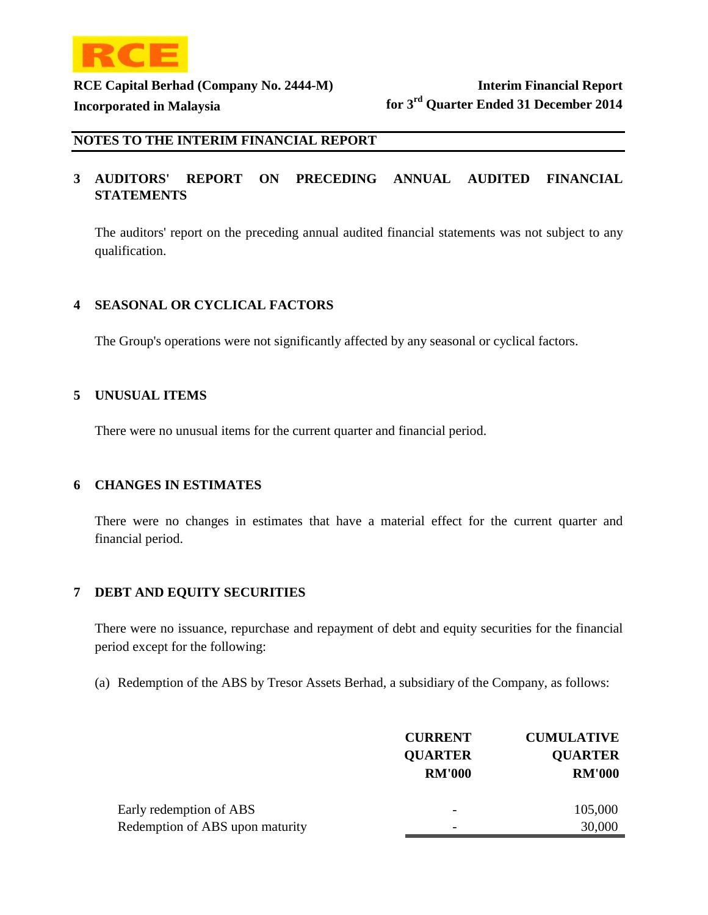## NOTES TO THE INTERIM FINANCIAL REPORT

### 3 AUDITORS' REPORT ON PRECEDING ANNUAL AUDITED FINANCIAL STATEMENTS

The auditors' report on the preceding annual audited financial statements was not subject to any qualification.

### 4 SEASONAL OR CYCLICAL FACTORS

The Group's operations were not significantly affected by any seasonal or cyclical factors.

### 5 UNUSUAL ITEMS

There were no unusual items for the current quarter and financial period.

### 6 CHANGES IN ESTIMATES

There were no changes in estimates that have a material effect for the current quarter and financial period.

### 7 DEBT AND EQUITY SECURITIES

There were no issuance, repurchase and repayment of debt and equity securities for the financial period except for the following:

(a) Redemption of the ABS by Tresor Assets Berhad, a subsidiary of the Company, as follows:

| | CURRENT QUARTER RM'000 | CUMULATIVE QUARTER RM'000 |
|---|---|---|
| Early redemption of ABS | - | 105,000 |
| Redemption of ABS upon maturity | - | 30,000 |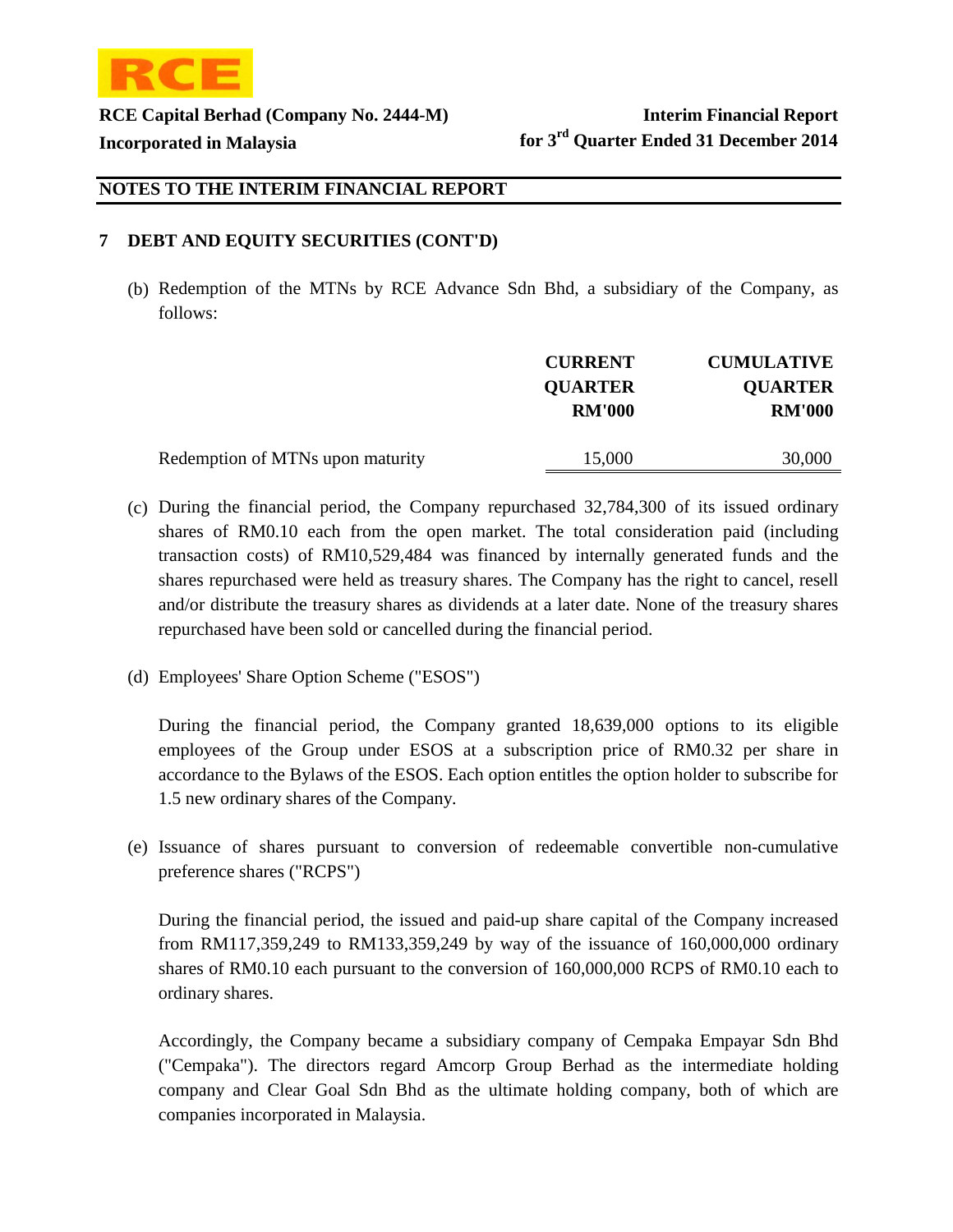## NOTES TO THE INTERIM FINANCIAL REPORT

### 7 DEBT AND EQUITY SECURITIES (CONT'D)

(b) Redemption of the MTNs by RCE Advance Sdn Bhd, a subsidiary of the Company, as follows:

| | CURRENT QUARTER RM'000 | CUMULATIVE QUARTER RM'000 |
|---|---|---|
| Redemption of MTNs upon maturity | 15,000 | 30,000 |

(c) During the financial period, the Company repurchased 32,784,300 of its issued ordinary shares of RM0.10 each from the open market. The total consideration paid (including transaction costs) of RM10,529,484 was financed by internally generated funds and the shares repurchased were held as treasury shares. The Company has the right to cancel, resell and/or distribute the treasury shares as dividends at a later date. None of the treasury shares repurchased have been sold or cancelled during the financial period.

(d) Employees' Share Option Scheme ("ESOS")

During the financial period, the Company granted 18,639,000 options to its eligible employees of the Group under ESOS at a subscription price of RM0.32 per share in accordance to the Bylaws of the ESOS. Each option entitles the option holder to subscribe for 1.5 new ordinary shares of the Company.

(e) Issuance of shares pursuant to conversion of redeemable convertible non-cumulative preference shares ("RCPS")

During the financial period, the issued and paid-up share capital of the Company increased from RM117,359,249 to RM133,359,249 by way of the issuance of 160,000,000 ordinary shares of RM0.10 each pursuant to the conversion of 160,000,000 RCPS of RM0.10 each to ordinary shares.

Accordingly, the Company became a subsidiary company of Cempaka Empayar Sdn Bhd ("Cempaka"). The directors regard Amcorp Group Berhad as the intermediate holding company and Clear Goal Sdn Bhd as the ultimate holding company, both of which are companies incorporated in Malaysia.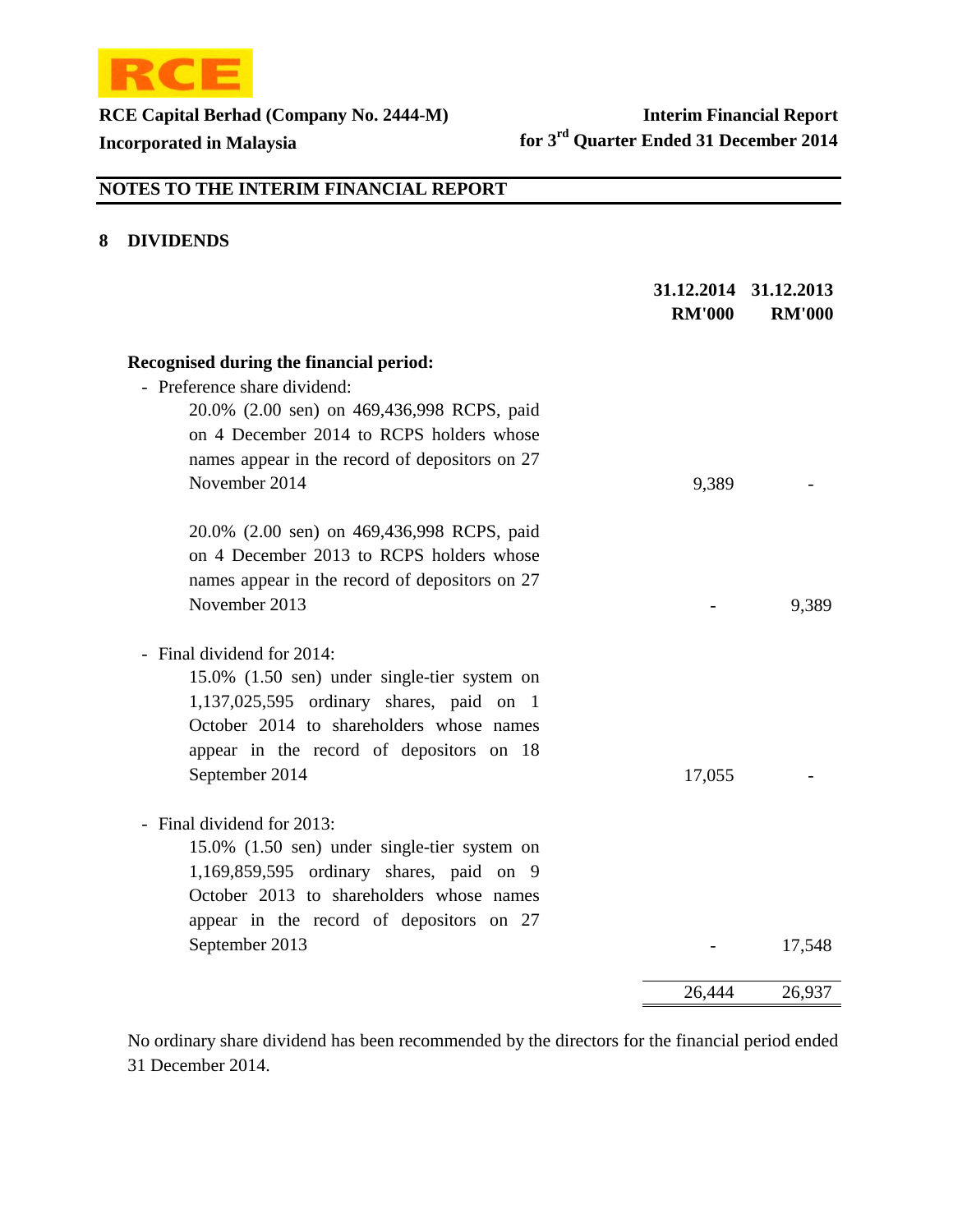## NOTES TO THE INTERIM FINANCIAL REPORT

### 8 DIVIDENDS

| | 31.12.2014 RM'000 | 31.12.2013 RM'000 |
|---|---|---|
| **Recognised during the financial period:** | | |
| - Preference share dividend: | | |
| 20.0% (2.00 sen) on 469,436,998 RCPS, paid on 4 December 2014 to RCPS holders whose names appear in the record of depositors on 27 November 2014 | 9,389 | - |
| 20.0% (2.00 sen) on 469,436,998 RCPS, paid on 4 December 2013 to RCPS holders whose names appear in the record of depositors on 27 November 2013 | - | 9,389 |
| - Final dividend for 2014: | | |
| 15.0% (1.50 sen) under single-tier system on 1,137,025,595 ordinary shares, paid on 1 October 2014 to shareholders whose names appear in the record of depositors on 18 September 2014 | 17,055 | - |
| - Final dividend for 2013: | | |
| 15.0% (1.50 sen) under single-tier system on 1,169,859,595 ordinary shares, paid on 9 October 2013 to shareholders whose names appear in the record of depositors on 27 September 2013 | - | 17,548 |
| | 26,444 | 26,937 |

No ordinary share dividend has been recommended by the directors for the financial period ended 31 December 2014.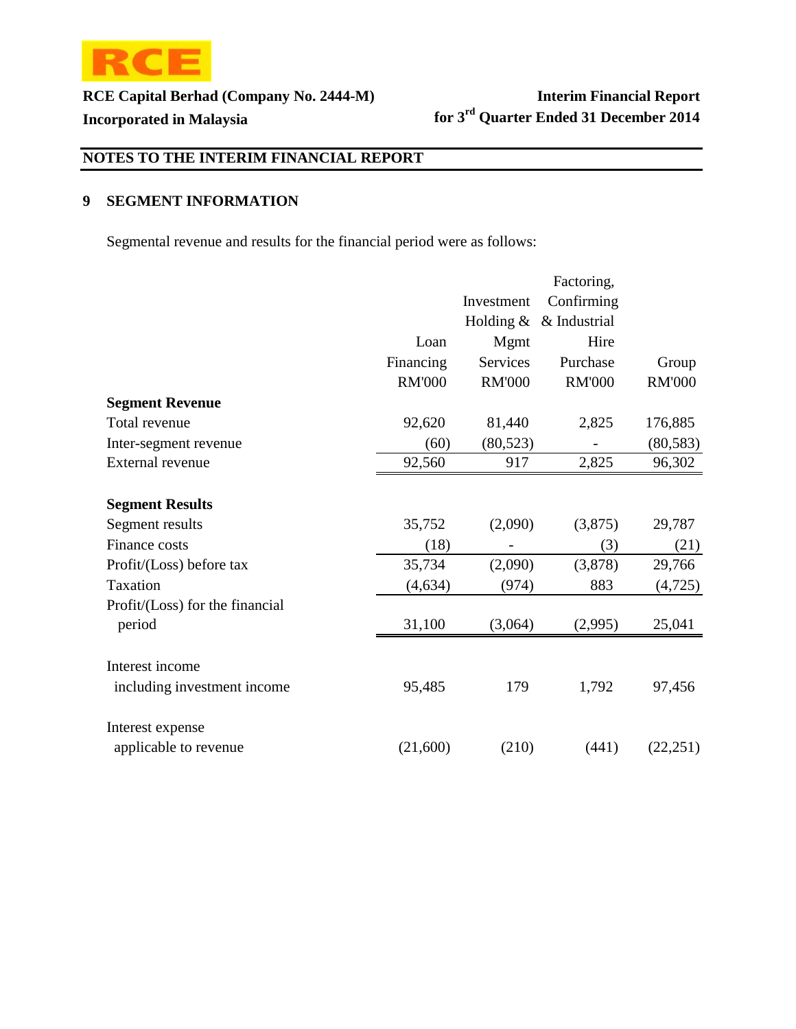RCE Capital Berhad (Company No. 2444-M)
Incorporated in Malaysia

Interim Financial Report
for 3rd Quarter Ended 31 December 2014

## NOTES TO THE INTERIM FINANCIAL REPORT

### 9 SEGMENT INFORMATION

Segmental revenue and results for the financial period were as follows:

| | Loan Financing RM'000 | Investment Holding & Mgmt Services RM'000 | Factoring, Confirming & Industrial Hire Purchase RM'000 | Group RM'000 |
|---|---|---|---|---|
| **Segment Revenue** | | | | |
| Total revenue | 92,620 | 81,440 | 2,825 | 176,885 |
| Inter-segment revenue | (60) | (80,523) | - | (80,583) |
| External revenue | 92,560 | 917 | 2,825 | 96,302 |
| **Segment Results** | | | | |
| Segment results | 35,752 | (2,090) | (3,875) | 29,787 |
| Finance costs | (18) | - | (3) | (21) |
| Profit/(Loss) before tax | 35,734 | (2,090) | (3,878) | 29,766 |
| Taxation | (4,634) | (974) | 883 | (4,725) |
| Profit/(Loss) for the financial period | 31,100 | (3,064) | (2,995) | 25,041 |
| Interest income including investment income | 95,485 | 179 | 1,792 | 97,456 |
| Interest expense applicable to revenue | (21,600) | (210) | (441) | (22,251) |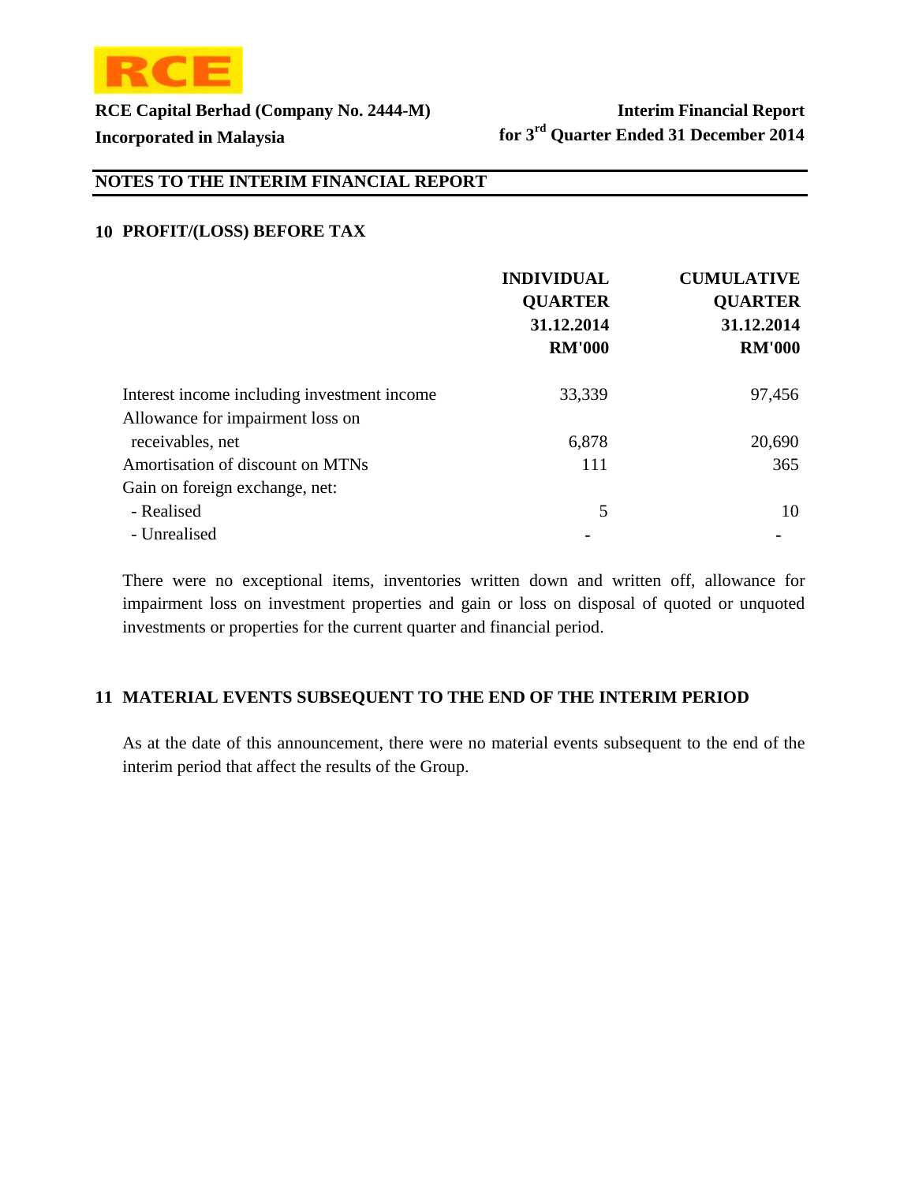RCE

**RCE Capital Berhad (Company No. 2444-M)**
**Incorporated in Malaysia**

**Interim Financial Report**
**for 3rd Quarter Ended 31 December 2014**

## NOTES TO THE INTERIM FINANCIAL REPORT

### 10 PROFIT/(LOSS) BEFORE TAX

| | INDIVIDUAL QUARTER 31.12.2014 RM'000 | CUMULATIVE QUARTER 31.12.2014 RM'000 |
|---|---|---|
| Interest income including investment income | 33,339 | 97,456 |
| Allowance for impairment loss on receivables, net | 6,878 | 20,690 |
| Amortisation of discount on MTNs | 111 | 365 |
| Gain on foreign exchange, net: | | |
| - Realised | 5 | 10 |
| - Unrealised | - | - |

There were no exceptional items, inventories written down and written off, allowance for impairment loss on investment properties and gain or loss on disposal of quoted or unquoted investments or properties for the current quarter and financial period.

### 11 MATERIAL EVENTS SUBSEQUENT TO THE END OF THE INTERIM PERIOD

As at the date of this announcement, there were no material events subsequent to the end of the interim period that affect the results of the Group.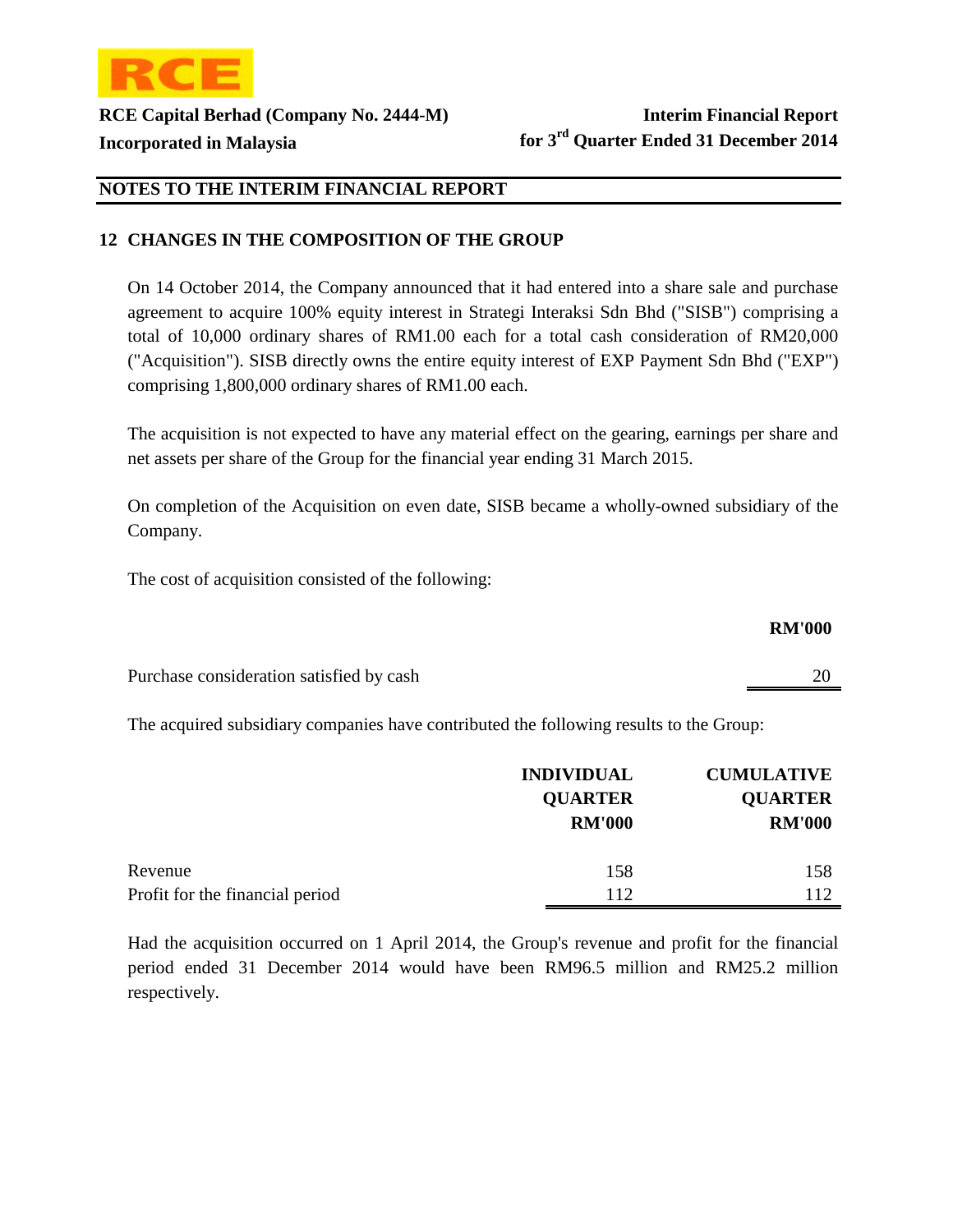## NOTES TO THE INTERIM FINANCIAL REPORT

### 12 CHANGES IN THE COMPOSITION OF THE GROUP

On 14 October 2014, the Company announced that it had entered into a share sale and purchase agreement to acquire 100% equity interest in Strategi Interaksi Sdn Bhd ("SISB") comprising a total of 10,000 ordinary shares of RM1.00 each for a total cash consideration of RM20,000 ("Acquisition"). SISB directly owns the entire equity interest of EXP Payment Sdn Bhd ("EXP") comprising 1,800,000 ordinary shares of RM1.00 each.

The acquisition is not expected to have any material effect on the gearing, earnings per share and net assets per share of the Group for the financial year ending 31 March 2015.

On completion of the Acquisition on even date, SISB became a wholly-owned subsidiary of the Company.

The cost of acquisition consisted of the following:

| | RM'000 |
|---|---|
| Purchase consideration satisfied by cash | 20 |

The acquired subsidiary companies have contributed the following results to the Group:

| | INDIVIDUAL QUARTER RM'000 | CUMULATIVE QUARTER RM'000 |
|---|---|---|
| Revenue | 158 | 158 |
| Profit for the financial period | 112 | 112 |

Had the acquisition occurred on 1 April 2014, the Group's revenue and profit for the financial period ended 31 December 2014 would have been RM96.5 million and RM25.2 million respectively.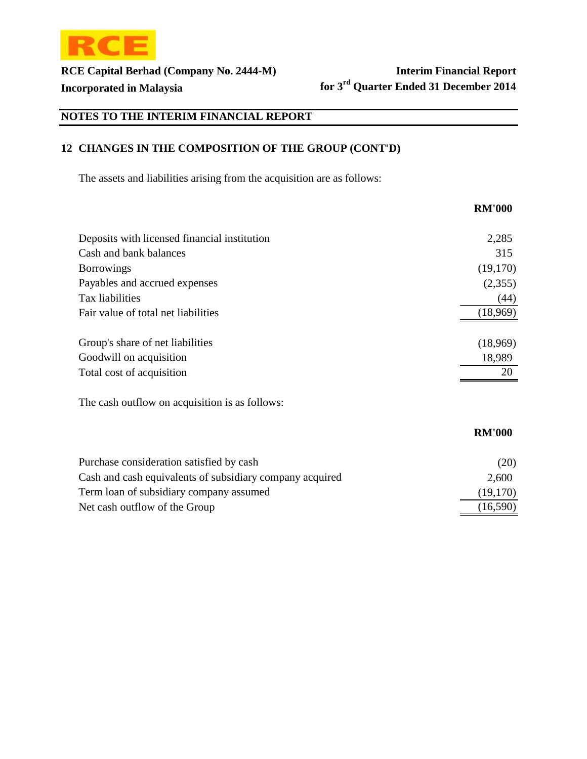## NOTES TO THE INTERIM FINANCIAL REPORT

### 12 CHANGES IN THE COMPOSITION OF THE GROUP (CONT'D)

The assets and liabilities arising from the acquisition are as follows:

| | RM'000 |
|---|---|
| Deposits with licensed financial institution | 2,285 |
| Cash and bank balances | 315 |
| Borrowings | (19,170) |
| Payables and accrued expenses | (2,355) |
| Tax liabilities | (44) |
| Fair value of total net liabilities | (18,969) |
| | |
| Group's share of net liabilities | (18,969) |
| Goodwill on acquisition | 18,989 |
| Total cost of acquisition | 20 |

The cash outflow on acquisition is as follows:

| | RM'000 |
|---|---|
| Purchase consideration satisfied by cash | (20) |
| Cash and cash equivalents of subsidiary company acquired | 2,600 |
| Term loan of subsidiary company assumed | (19,170) |
| Net cash outflow of the Group | (16,590) |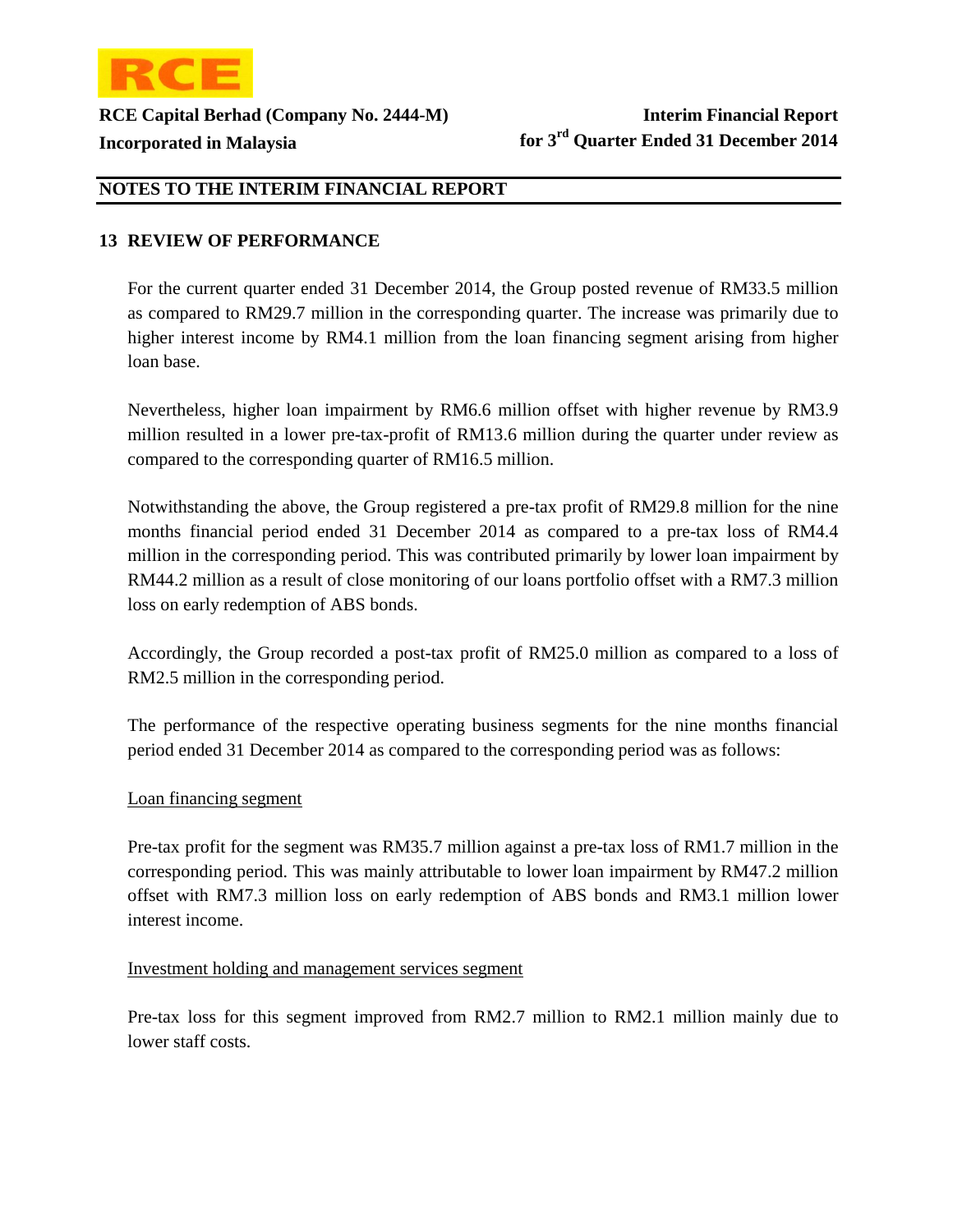## NOTES TO THE INTERIM FINANCIAL REPORT

### 13 REVIEW OF PERFORMANCE

For the current quarter ended 31 December 2014, the Group posted revenue of RM33.5 million as compared to RM29.7 million in the corresponding quarter. The increase was primarily due to higher interest income by RM4.1 million from the loan financing segment arising from higher loan base.

Nevertheless, higher loan impairment by RM6.6 million offset with higher revenue by RM3.9 million resulted in a lower pre-tax-profit of RM13.6 million during the quarter under review as compared to the corresponding quarter of RM16.5 million.

Notwithstanding the above, the Group registered a pre-tax profit of RM29.8 million for the nine months financial period ended 31 December 2014 as compared to a pre-tax loss of RM4.4 million in the corresponding period. This was contributed primarily by lower loan impairment by RM44.2 million as a result of close monitoring of our loans portfolio offset with a RM7.3 million loss on early redemption of ABS bonds.

Accordingly, the Group recorded a post-tax profit of RM25.0 million as compared to a loss of RM2.5 million in the corresponding period.

The performance of the respective operating business segments for the nine months financial period ended 31 December 2014 as compared to the corresponding period was as follows:

Loan financing segment

Pre-tax profit for the segment was RM35.7 million against a pre-tax loss of RM1.7 million in the corresponding period. This was mainly attributable to lower loan impairment by RM47.2 million offset with RM7.3 million loss on early redemption of ABS bonds and RM3.1 million lower interest income.

Investment holding and management services segment

Pre-tax loss for this segment improved from RM2.7 million to RM2.1 million mainly due to lower staff costs.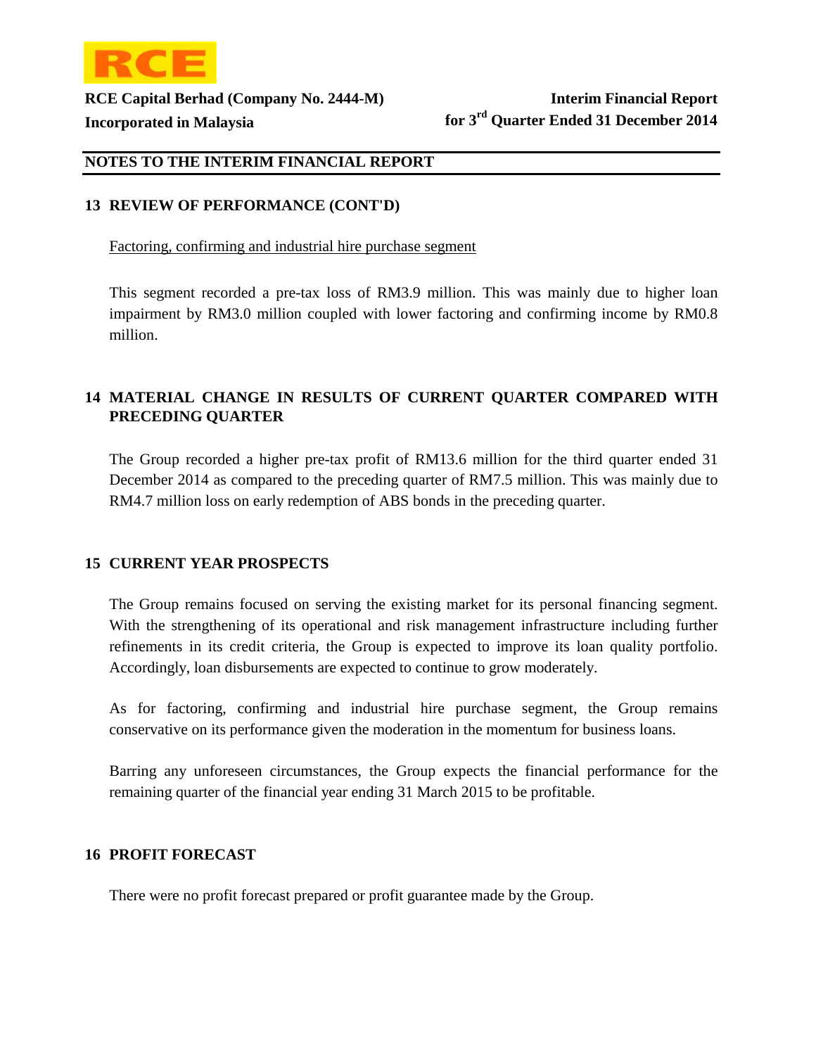## NOTES TO THE INTERIM FINANCIAL REPORT

### 13 REVIEW OF PERFORMANCE (CONT'D)

Factoring, confirming and industrial hire purchase segment

This segment recorded a pre-tax loss of RM3.9 million. This was mainly due to higher loan impairment by RM3.0 million coupled with lower factoring and confirming income by RM0.8 million.

### 14 MATERIAL CHANGE IN RESULTS OF CURRENT QUARTER COMPARED WITH PRECEDING QUARTER

The Group recorded a higher pre-tax profit of RM13.6 million for the third quarter ended 31 December 2014 as compared to the preceding quarter of RM7.5 million. This was mainly due to RM4.7 million loss on early redemption of ABS bonds in the preceding quarter.

### 15 CURRENT YEAR PROSPECTS

The Group remains focused on serving the existing market for its personal financing segment. With the strengthening of its operational and risk management infrastructure including further refinements in its credit criteria, the Group is expected to improve its loan quality portfolio. Accordingly, loan disbursements are expected to continue to grow moderately.

As for factoring, confirming and industrial hire purchase segment, the Group remains conservative on its performance given the moderation in the momentum for business loans.

Barring any unforeseen circumstances, the Group expects the financial performance for the remaining quarter of the financial year ending 31 March 2015 to be profitable.

### 16 PROFIT FORECAST

There were no profit forecast prepared or profit guarantee made by the Group.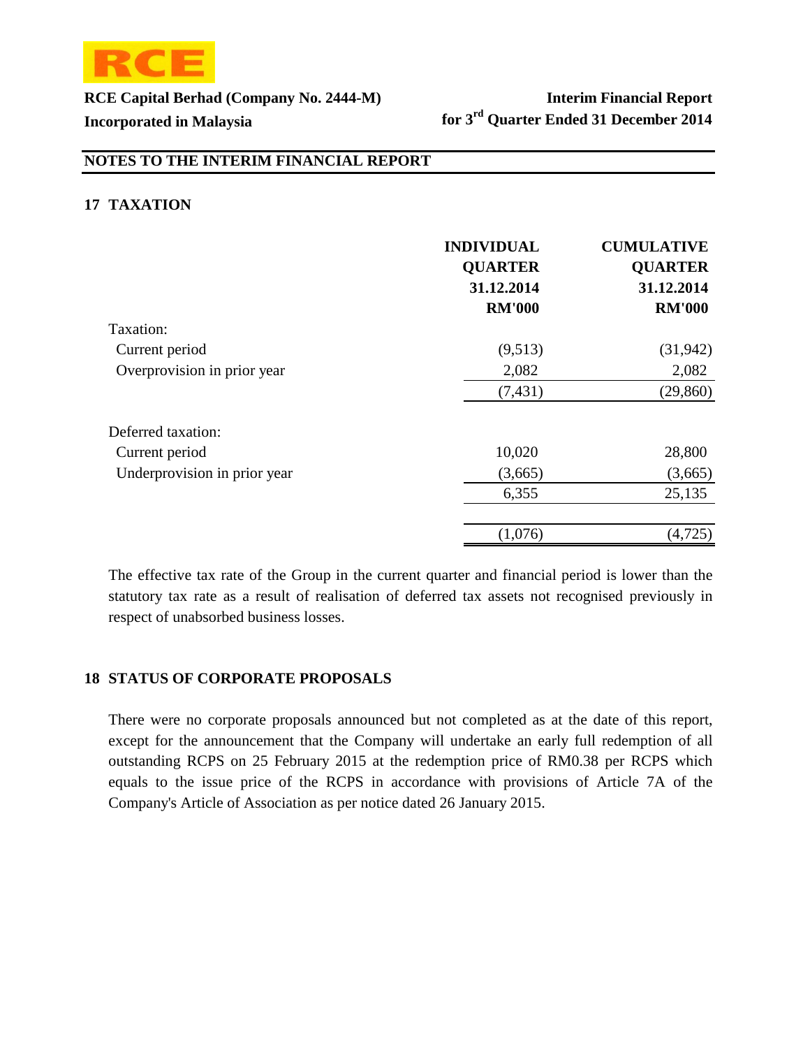## NOTES TO THE INTERIM FINANCIAL REPORT

### 17 TAXATION

| | INDIVIDUAL QUARTER 31.12.2014 RM'000 | CUMULATIVE QUARTER 31.12.2014 RM'000 |
|---|---|---|
| Taxation: | | |
| Current period | (9,513) | (31,942) |
| Overprovision in prior year | 2,082 | 2,082 |
| | (7,431) | (29,860) |
| Deferred taxation: | | |
| Current period | 10,020 | 28,800 |
| Underprovision in prior year | (3,665) | (3,665) |
| | 6,355 | 25,135 |
| | (1,076) | (4,725) |

The effective tax rate of the Group in the current quarter and financial period is lower than the statutory tax rate as a result of realisation of deferred tax assets not recognised previously in respect of unabsorbed business losses.

### 18 STATUS OF CORPORATE PROPOSALS

There were no corporate proposals announced but not completed as at the date of this report, except for the announcement that the Company will undertake an early full redemption of all outstanding RCPS on 25 February 2015 at the redemption price of RM0.38 per RCPS which equals to the issue price of the RCPS in accordance with provisions of Article 7A of the Company's Article of Association as per notice dated 26 January 2015.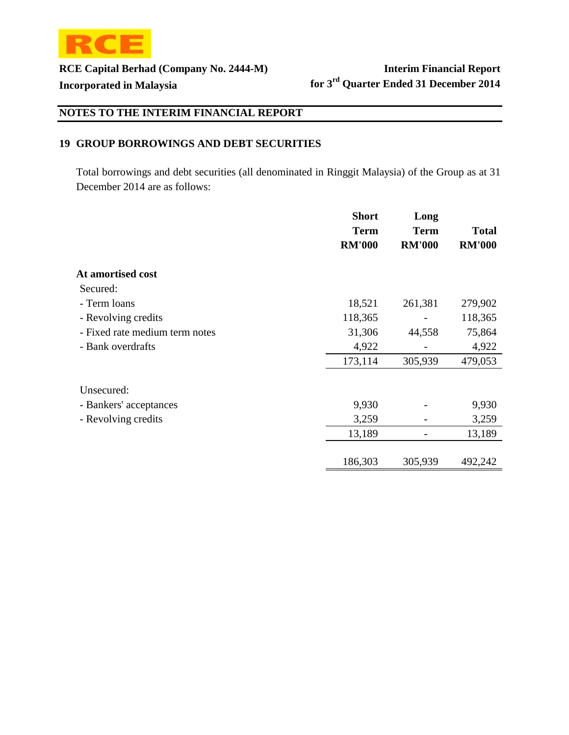## NOTES TO THE INTERIM FINANCIAL REPORT

### 19 GROUP BORROWINGS AND DEBT SECURITIES

Total borrowings and debt securities (all denominated in Ringgit Malaysia) of the Group as at 31 December 2014 are as follows:

| | Short Term RM'000 | Long Term RM'000 | Total RM'000 |
|---|---|---|---|
| **At amortised cost** | | | |
| Secured: | | | |
| - Term loans | 18,521 | 261,381 | 279,902 |
| - Revolving credits | 118,365 | - | 118,365 |
| - Fixed rate medium term notes | 31,306 | 44,558 | 75,864 |
| - Bank overdrafts | 4,922 | - | 4,922 |
| | 173,114 | 305,939 | 479,053 |
| Unsecured: | | | |
| - Bankers' acceptances | 9,930 | - | 9,930 |
| - Revolving credits | 3,259 | - | 3,259 |
| | 13,189 | - | 13,189 |
| | 186,303 | 305,939 | 492,242 |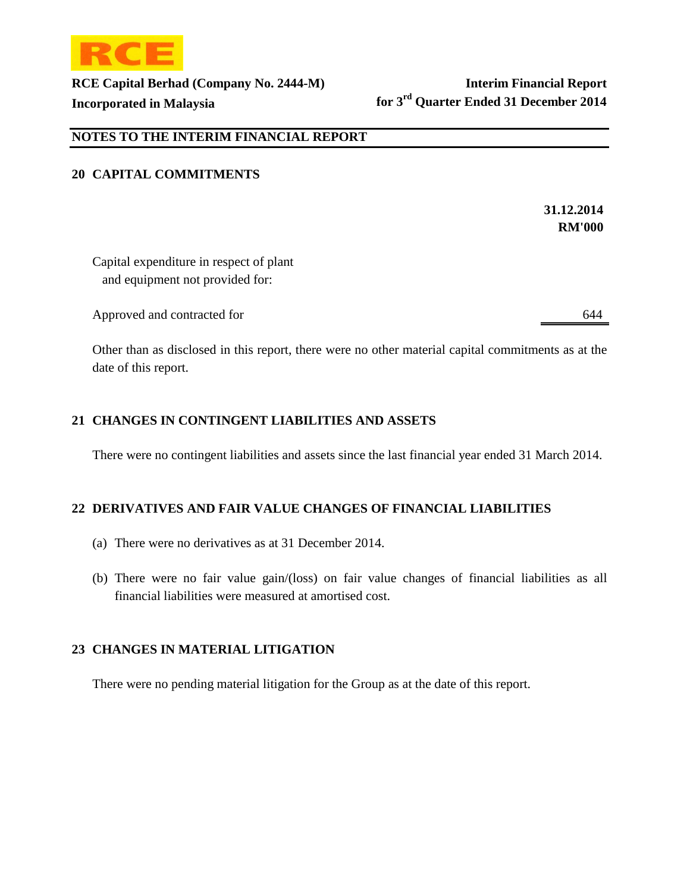## NOTES TO THE INTERIM FINANCIAL REPORT

### 20 CAPITAL COMMITMENTS

| | 31.12.2014 |
|---|---|
| | RM'000 |
| Capital expenditure in respect of plant and equipment not provided for: | |
| Approved and contracted for | 644 |

Other than as disclosed in this report, there were no other material capital commitments as at the date of this report.

### 21 CHANGES IN CONTINGENT LIABILITIES AND ASSETS

There were no contingent liabilities and assets since the last financial year ended 31 March 2014.

### 22 DERIVATIVES AND FAIR VALUE CHANGES OF FINANCIAL LIABILITIES

(a) There were no derivatives as at 31 December 2014.

(b) There were no fair value gain/(loss) on fair value changes of financial liabilities as all financial liabilities were measured at amortised cost.

### 23 CHANGES IN MATERIAL LITIGATION

There were no pending material litigation for the Group as at the date of this report.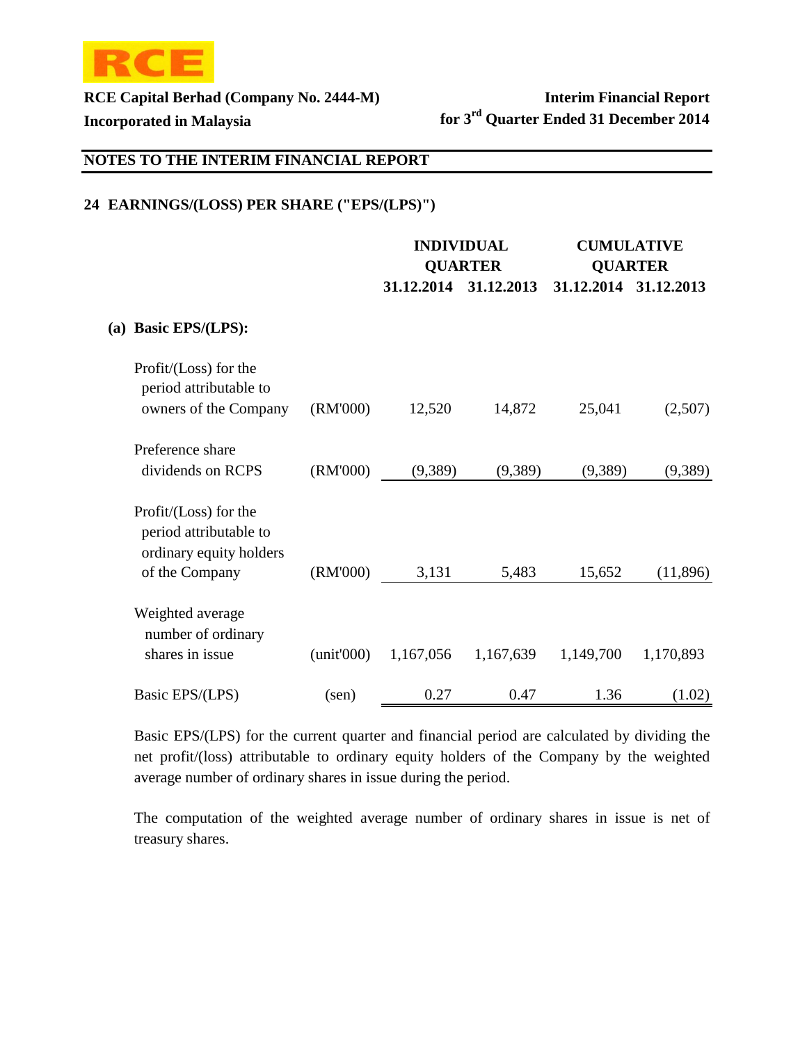## NOTES TO THE INTERIM FINANCIAL REPORT

### 24 EARNINGS/(LOSS) PER SHARE ("EPS/(LPS)")

| | | INDIVIDUAL QUARTER | | CUMULATIVE QUARTER | |
|---|---|---|---|---|---|
| | | 31.12.2014 | 31.12.2013 | 31.12.2014 | 31.12.2013 |
| **(a) Basic EPS/(LPS):** | | | | | |
| Profit/(Loss) for the period attributable to owners of the Company | (RM'000) | 12,520 | 14,872 | 25,041 | (2,507) |
| Preference share dividends on RCPS | (RM'000) | (9,389) | (9,389) | (9,389) | (9,389) |
| Profit/(Loss) for the period attributable to ordinary equity holders of the Company | (RM'000) | 3,131 | 5,483 | 15,652 | (11,896) |
| Weighted average number of ordinary shares in issue | (unit'000) | 1,167,056 | 1,167,639 | 1,149,700 | 1,170,893 |
| Basic EPS/(LPS) | (sen) | 0.27 | 0.47 | 1.36 | (1.02) |

Basic EPS/(LPS) for the current quarter and financial period are calculated by dividing the net profit/(loss) attributable to ordinary equity holders of the Company by the weighted average number of ordinary shares in issue during the period.

The computation of the weighted average number of ordinary shares in issue is net of treasury shares.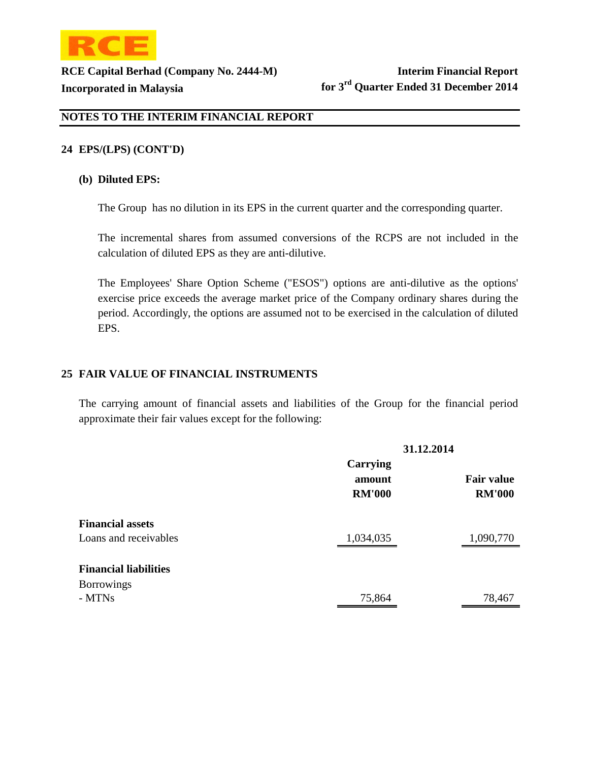## NOTES TO THE INTERIM FINANCIAL REPORT

### 24 EPS/(LPS) (CONT'D)

#### (b) Diluted EPS:

The Group has no dilution in its EPS in the current quarter and the corresponding quarter.

The incremental shares from assumed conversions of the RCPS are not included in the calculation of diluted EPS as they are anti-dilutive.

The Employees' Share Option Scheme ("ESOS") options are anti-dilutive as the options' exercise price exceeds the average market price of the Company ordinary shares during the period. Accordingly, the options are assumed not to be exercised in the calculation of diluted EPS.

### 25 FAIR VALUE OF FINANCIAL INSTRUMENTS

The carrying amount of financial assets and liabilities of the Group for the financial period approximate their fair values except for the following:

| | 31.12.2014 | |
|---|---|---|
| | Carrying amount RM'000 | Fair value RM'000 |
| **Financial assets** | | |
| Loans and receivables | 1,034,035 | 1,090,770 |
| **Financial liabilities** | | |
| Borrowings | | |
| - MTNs | 75,864 | 78,467 |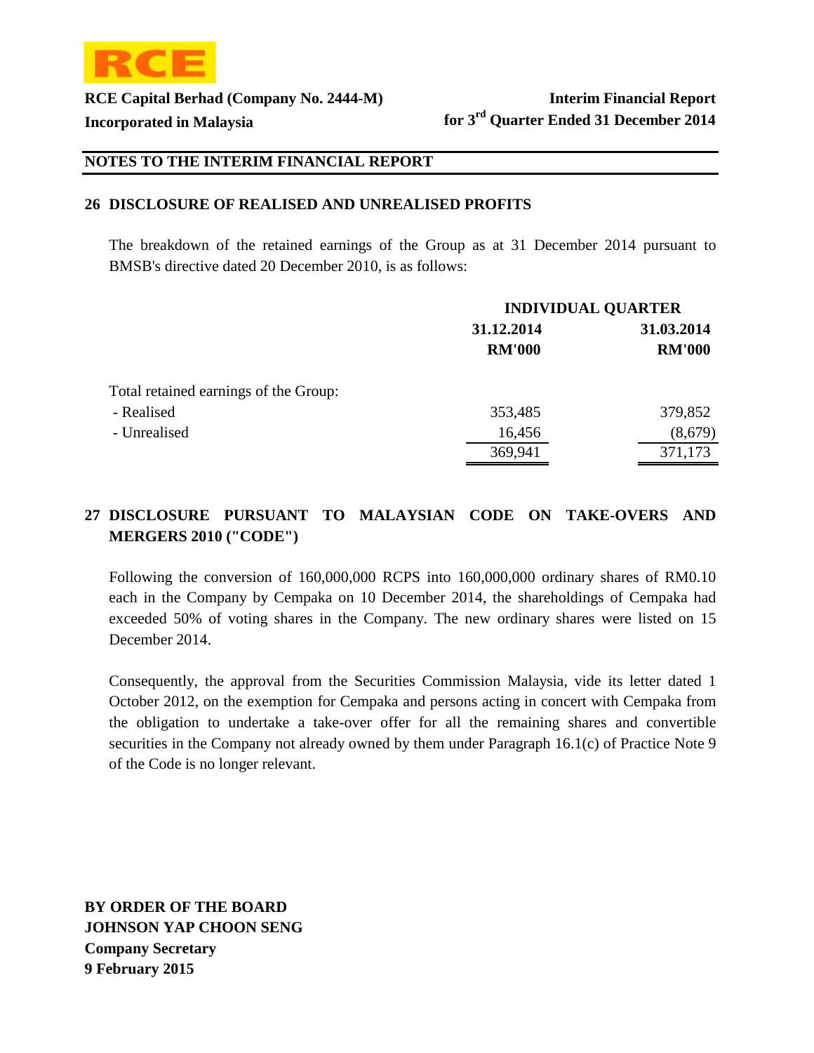RCE

**RCE Capital Berhad (Company No. 2444-M)**
**Incorporated in Malaysia**

**Interim Financial Report for 3rd Quarter Ended 31 December 2014**

## NOTES TO THE INTERIM FINANCIAL REPORT

### 26 DISCLOSURE OF REALISED AND UNREALISED PROFITS

The breakdown of the retained earnings of the Group as at 31 December 2014 pursuant to BMSB's directive dated 20 December 2010, is as follows:

| | INDIVIDUAL QUARTER | |
|---|---|---|
| | **31.12.2014** | **31.03.2014** |
| | **RM'000** | **RM'000** |
| Total retained earnings of the Group: | | |
| - Realised | 353,485 | 379,852 |
| - Unrealised | 16,456 | (8,679) |
| | 369,941 | 371,173 |

### 27 DISCLOSURE PURSUANT TO MALAYSIAN CODE ON TAKE-OVERS AND MERGERS 2010 ("CODE")

Following the conversion of 160,000,000 RCPS into 160,000,000 ordinary shares of RM0.10 each in the Company by Cempaka on 10 December 2014, the shareholdings of Cempaka had exceeded 50% of voting shares in the Company. The new ordinary shares were listed on 15 December 2014.

Consequently, the approval from the Securities Commission Malaysia, vide its letter dated 1 October 2012, on the exemption for Cempaka and persons acting in concert with Cempaka from the obligation to undertake a take-over offer for all the remaining shares and convertible securities in the Company not already owned by them under Paragraph 16.1(c) of Practice Note 9 of the Code is no longer relevant.

**BY ORDER OF THE BOARD**
**JOHNSON YAP CHOON SENG**
**Company Secretary**
**9 February 2015**